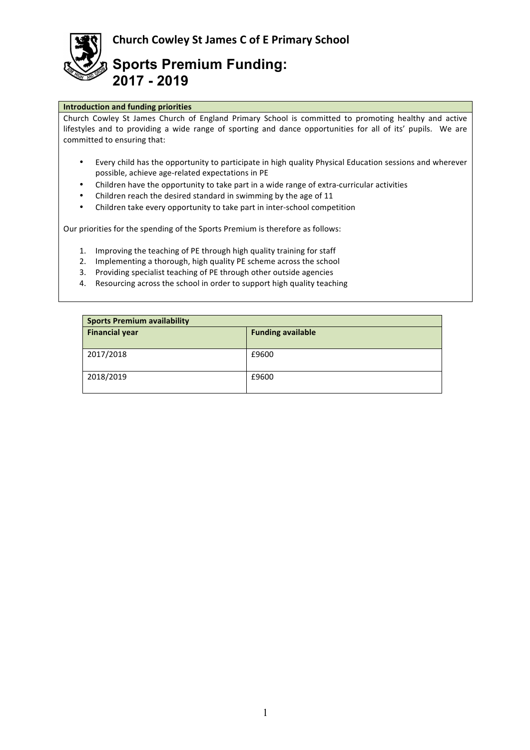# Church Cowley St James C of E Primary School

## Sports Premium Funding: 2017 - 2019

**Introduction and funding priorities**

Church Cowley St James Church of England Primary School is committed to promoting healthy and active lifestyles and to providing a wide range of sporting and dance opportunities for all of its' pupils. We are committed to ensuring that:

- Every child has the opportunity to participate in high quality Physical Education sessions and wherever possible, achieve age-related expectations in PE
- Children have the opportunity to take part in a wide range of extra-curricular activities
- Children reach the desired standard in swimming by the age of 11
- Children take every opportunity to take part in inter-school competition

Our priorities for the spending of the Sports Premium is therefore as follows:

1. Improving the teaching of PE through high quality training for staff
2. Implementing a thorough, high quality PE scheme across the school
3. Providing specialist teaching of PE through other outside agencies
4. Resourcing across the school in order to support high quality teaching

| **Sports Premium availability** | |
|---|---|
| **Financial year** | **Funding available** |
| 2017/2018 | £9600 |
| 2018/2019 | £9600 |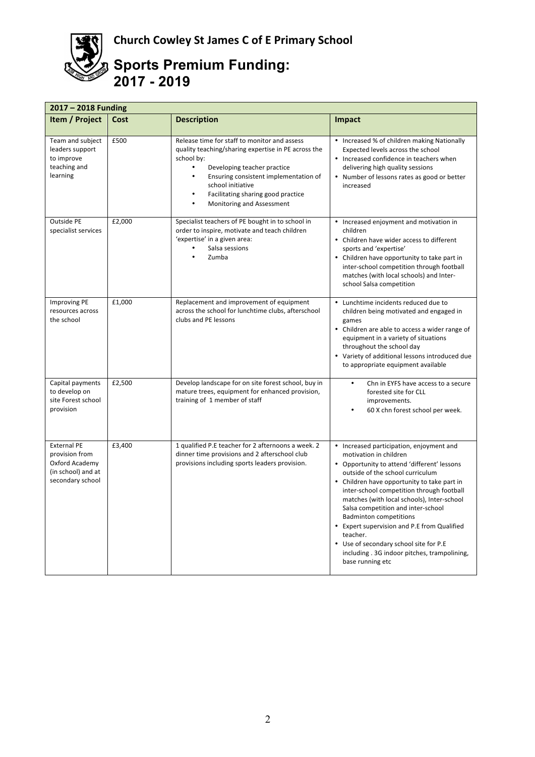**Church Cowley St James C of E Primary School**

# Sports Premium Funding: 2017 - 2019

| 2017 – 2018 Funding | | | |
|---|---|---|---|
| **Item / Project** | **Cost** | **Description** | **Impact** |
| Team and subject leaders support to improve teaching and learning | £500 | Release time for staff to monitor and assess quality teaching/sharing expertise in PE across the school by:<br>• Developing teacher practice<br>• Ensuring consistent implementation of school initiative<br>• Facilitating sharing good practice<br>• Monitoring and Assessment | • Increased % of children making Nationally Expected levels across the school<br>• Increased confidence in teachers when delivering high quality sessions<br>• Number of lessons rates as good or better increased |
| Outside PE specialist services | £2,000 | Specialist teachers of PE bought in to school in order to inspire, motivate and teach children 'expertise' in a given area:<br>• Salsa sessions<br>• Zumba | • Increased enjoyment and motivation in children<br>• Children have wider access to different sports and 'expertise'<br>• Children have opportunity to take part in inter-school competition through football matches (with local schools) and Inter-school Salsa competition |
| Improving PE resources across the school | £1,000 | Replacement and improvement of equipment across the school for lunchtime clubs, afterschool clubs and PE lessons | • Lunchtime incidents reduced due to children being motivated and engaged in games<br>• Children are able to access a wider range of equipment in a variety of situations throughout the school day<br>• Variety of additional lessons introduced due to appropriate equipment available |
| Capital payments to develop on site Forest school provision | £2,500 | Develop landscape for on site forest school, buy in mature trees, equipment for enhanced provision, training of 1 member of staff | • Chn in EYFS have access to a secure forested site for CLL improvements.<br>• 60 X chn forest school per week. |
| External PE provision from Oxford Academy (in school) and at secondary school | £3,400 | 1 qualified P.E teacher for 2 afternoons a week. 2 dinner time provisions and 2 afterschool club provisions including sports leaders provision. | • Increased participation, enjoyment and motivation in children<br>• Opportunity to attend 'different' lessons outside of the school curriculum<br>• Children have opportunity to take part in inter-school competition through football matches (with local schools), Inter-school Salsa competition and inter-school Badminton competitions<br>• Expert supervision and P.E from Qualified teacher.<br>• Use of secondary school site for P.E including . 3G indoor pitches, trampolining, base running etc |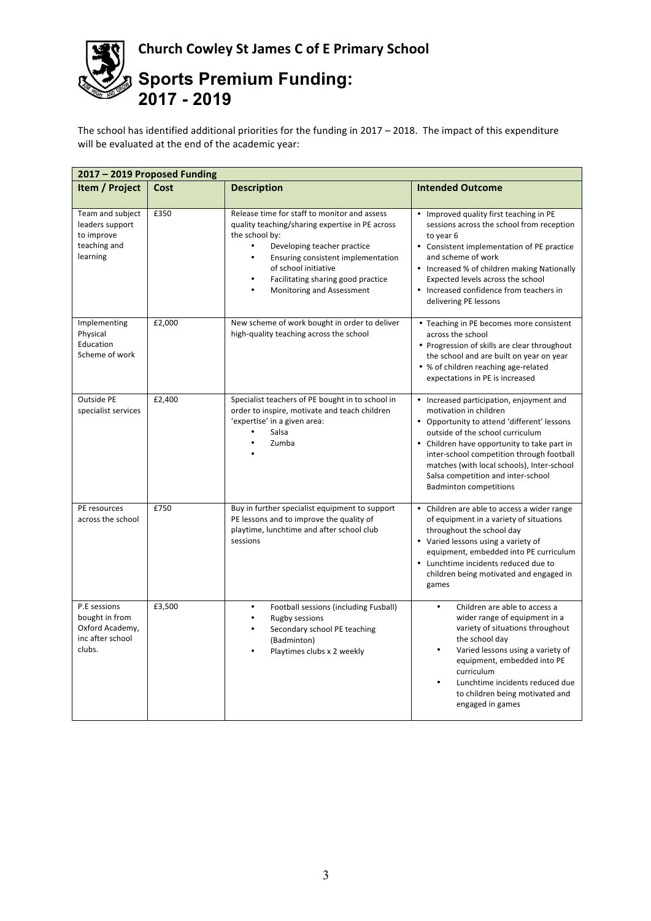# Church Cowley St James C of E Primary School

## Sports Premium Funding: 2017 - 2019

The school has identified additional priorities for the funding in 2017 – 2018. The impact of this expenditure will be evaluated at the end of the academic year:

| 2017 – 2019 Proposed Funding | | | |
|---|---|---|---|
| **Item / Project** | **Cost** | **Description** | **Intended Outcome** |
| Team and subject leaders support to improve teaching and learning | £350 | Release time for staff to monitor and assess quality teaching/sharing expertise in PE across the school by:<br>• Developing teacher practice<br>• Ensuring consistent implementation of school initiative<br>• Facilitating sharing good practice<br>• Monitoring and Assessment | • Improved quality first teaching in PE sessions across the school from reception to year 6<br>• Consistent implementation of PE practice and scheme of work<br>• Increased % of children making Nationally Expected levels across the school<br>• Increased confidence from teachers in delivering PE lessons |
| Implementing Physical Education Scheme of work | £2,000 | New scheme of work bought in order to deliver high-quality teaching across the school | • Teaching in PE becomes more consistent across the school<br>• Progression of skills are clear throughout the school and are built on year on year<br>• % of children reaching age-related expectations in PE is increased |
| Outside PE specialist services | £2,400 | Specialist teachers of PE bought in to school in order to inspire, motivate and teach children 'expertise' in a given area:<br>• Salsa<br>• Zumba<br>• | • Increased participation, enjoyment and motivation in children<br>• Opportunity to attend 'different' lessons outside of the school curriculum<br>• Children have opportunity to take part in inter-school competition through football matches (with local schools), Inter-school Salsa competition and inter-school Badminton competitions |
| PE resources across the school | £750 | Buy in further specialist equipment to support PE lessons and to improve the quality of playtime, lunchtime and after school club sessions | • Children are able to access a wider range of equipment in a variety of situations throughout the school day<br>• Varied lessons using a variety of equipment, embedded into PE curriculum<br>• Lunchtime incidents reduced due to children being motivated and engaged in games |
| P.E sessions bought in from Oxford Academy, inc after school clubs. | £3,500 | • Football sessions (including Fusball)<br>• Rugby sessions<br>• Secondary school PE teaching (Badminton)<br>• Playtimes clubs x 2 weekly | • Children are able to access a wider range of equipment in a variety of situations throughout the school day<br>• Varied lessons using a variety of equipment, embedded into PE curriculum<br>• Lunchtime incidents reduced due to children being motivated and engaged in games |